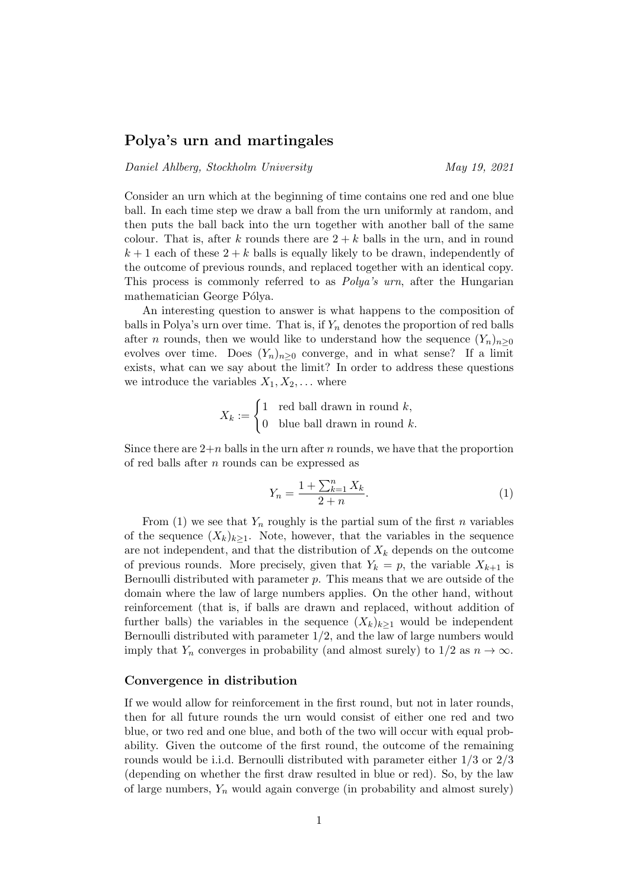# Polya's urn and martingales

*Daniel Ahlberg, Stockholm University* *May 19, 2021*

Consider an urn which at the beginning of time contains one red and one blue ball. In each time step we draw a ball from the urn uniformly at random, and then puts the ball back into the urn together with another ball of the same colour. That is, after $k$ rounds there are $2 + k$ balls in the urn, and in round $k + 1$ each of these $2 + k$ balls is equally likely to be drawn, independently of the outcome of previous rounds, and replaced together with an identical copy. This process is commonly referred to as *Polya's urn*, after the Hungarian mathematician George Pólya.

An interesting question to answer is what happens to the composition of balls in Polya's urn over time. That is, if $Y_n$ denotes the proportion of red balls after $n$ rounds, then we would like to understand how the sequence $(Y_n)_{n\geq 0}$ evolves over time. Does $(Y_n)_{n\geq 0}$ converge, and in what sense? If a limit exists, what can we say about the limit? In order to address these questions we introduce the variables $X_1, X_2, \dots$ where

$$X_k := \begin{cases} 1 & \text{red ball drawn in round } k, \\ 0 & \text{blue ball drawn in round } k. \end{cases}$$

Since there are $2+n$ balls in the urn after $n$ rounds, we have that the proportion of red balls after $n$ rounds can be expressed as

$$Y_n = \frac{1 + \sum_{k=1}^{n} X_k}{2 + n}. \tag{1}$$

From (1) we see that $Y_n$ roughly is the partial sum of the first $n$ variables of the sequence $(X_k)_{k\geq 1}$. Note, however, that the variables in the sequence are not independent, and that the distribution of $X_k$ depends on the outcome of previous rounds. More precisely, given that $Y_k = p$, the variable $X_{k+1}$ is Bernoulli distributed with parameter $p$. This means that we are outside of the domain where the law of large numbers applies. On the other hand, without reinforcement (that is, if balls are drawn and replaced, without addition of further balls) the variables in the sequence $(X_k)_{k\geq 1}$ would be independent Bernoulli distributed with parameter $1/2$, and the law of large numbers would imply that $Y_n$ converges in probability (and almost surely) to $1/2$ as $n \to \infty$.

### Convergence in distribution

If we would allow for reinforcement in the first round, but not in later rounds, then for all future rounds the urn would consist of either one red and two blue, or two red and one blue, and both of the two will occur with equal probability. Given the outcome of the first round, the outcome of the remaining rounds would be i.i.d. Bernoulli distributed with parameter either $1/3$ or $2/3$ (depending on whether the first draw resulted in blue or red). So, by the law of large numbers, $Y_n$ would again converge (in probability and almost surely)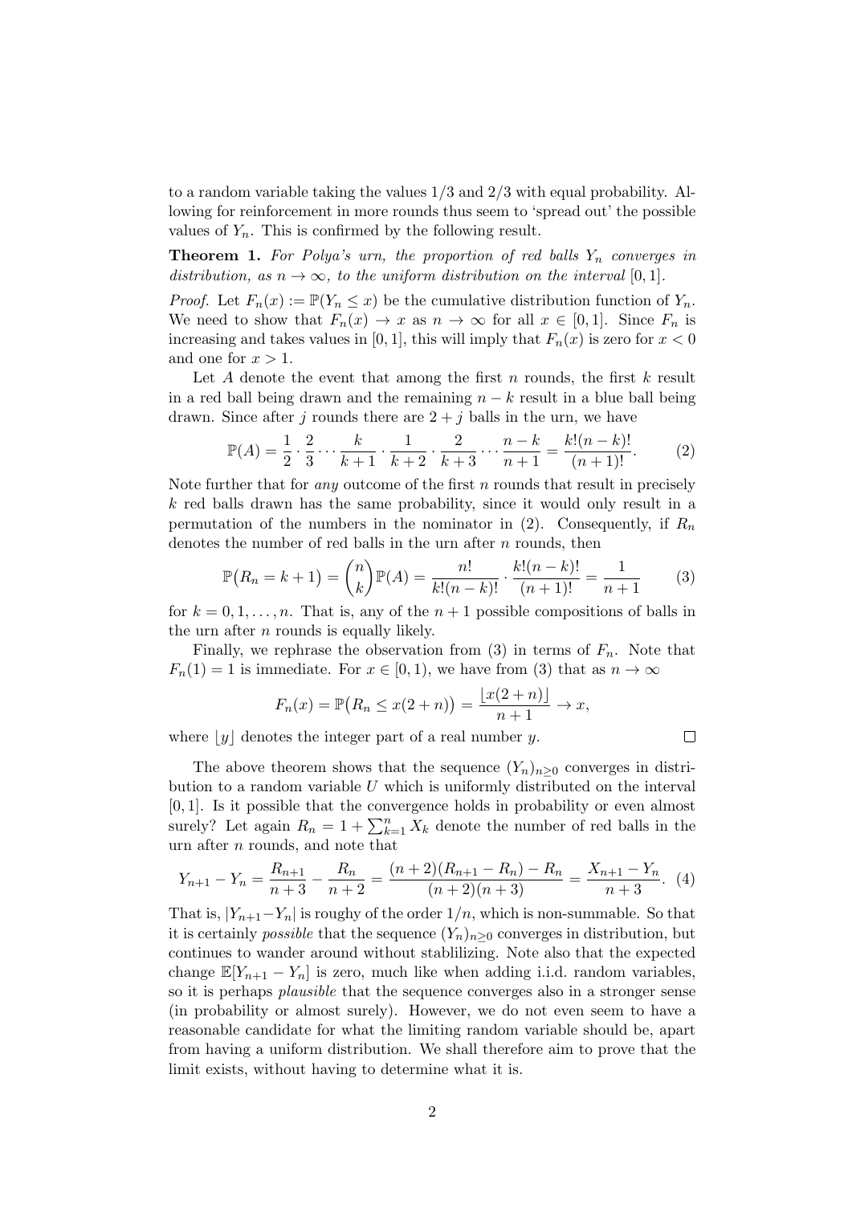to a random variable taking the values 1/3 and 2/3 with equal probability. Allowing for reinforcement in more rounds thus seem to 'spread out' the possible values of $Y_n$. This is confirmed by the following result.

**Theorem 1.** *For Polya's urn, the proportion of red balls $Y_n$ converges in distribution, as $n \to \infty$, to the uniform distribution on the interval $[0, 1]$.*

*Proof.* Let $F_n(x) := \mathbb{P}(Y_n \leq x)$ be the cumulative distribution function of $Y_n$. We need to show that $F_n(x) \to x$ as $n \to \infty$ for all $x \in [0, 1]$. Since $F_n$ is increasing and takes values in $[0, 1]$, this will imply that $F_n(x)$ is zero for $x < 0$ and one for $x > 1$.

Let $A$ denote the event that among the first $n$ rounds, the first $k$ result in a red ball being drawn and the remaining $n - k$ result in a blue ball being drawn. Since after $j$ rounds there are $2 + j$ balls in the urn, we have

$$\mathbb{P}(A) = \frac{1}{2} \cdot \frac{2}{3} \cdots \frac{k}{k+1} \cdot \frac{1}{k+2} \cdot \frac{2}{k+3} \cdots \frac{n-k}{n+1} = \frac{k!(n-k)!}{(n+1)!}. \tag{2}$$

Note further that for *any* outcome of the first $n$ rounds that result in precisely $k$ red balls drawn has the same probability, since it would only result in a permutation of the numbers in the nominator in (2). Consequently, if $R_n$ denotes the number of red balls in the urn after $n$ rounds, then

$$\mathbb{P}\big(R_n = k+1\big) = \binom{n}{k}\mathbb{P}(A) = \frac{n!}{k!(n-k)!} \cdot \frac{k!(n-k)!}{(n+1)!} = \frac{1}{n+1} \tag{3}$$

for $k = 0, 1, \ldots, n$. That is, any of the $n + 1$ possible compositions of balls in the urn after $n$ rounds is equally likely.

Finally, we rephrase the observation from (3) in terms of $F_n$. Note that $F_n(1) = 1$ is immediate. For $x \in [0, 1)$, we have from (3) that as $n \to \infty$

$$F_n(x) = \mathbb{P}\big(R_n \leq x(2+n)\big) = \frac{\lfloor x(2+n) \rfloor}{n+1} \to x,$$

where $\lfloor y \rfloor$ denotes the integer part of a real number $y$. $\square$

The above theorem shows that the sequence $(Y_n)_{n \geq 0}$ converges in distribution to a random variable $U$ which is uniformly distributed on the interval $[0, 1]$. Is it possible that the convergence holds in probability or even almost surely? Let again $R_n = 1 + \sum_{k=1}^{n} X_k$ denote the number of red balls in the urn after $n$ rounds, and note that

$$Y_{n+1} - Y_n = \frac{R_{n+1}}{n+3} - \frac{R_n}{n+2} = \frac{(n+2)(R_{n+1} - R_n) - R_n}{(n+2)(n+3)} = \frac{X_{n+1} - Y_n}{n+3}. \tag{4}$$

That is, $|Y_{n+1} - Y_n|$ is roughy of the order $1/n$, which is non-summable. So that it is certainly *possible* that the sequence $(Y_n)_{n \geq 0}$ converges in distribution, but continues to wander around without stablilizing. Note also that the expected change $\mathbb{E}[Y_{n+1} - Y_n]$ is zero, much like when adding i.i.d. random variables, so it is perhaps *plausible* that the sequence converges also in a stronger sense (in probability or almost surely). However, we do not even seem to have a reasonable candidate for what the limiting random variable should be, apart from having a uniform distribution. We shall therefore aim to prove that the limit exists, without having to determine what it is.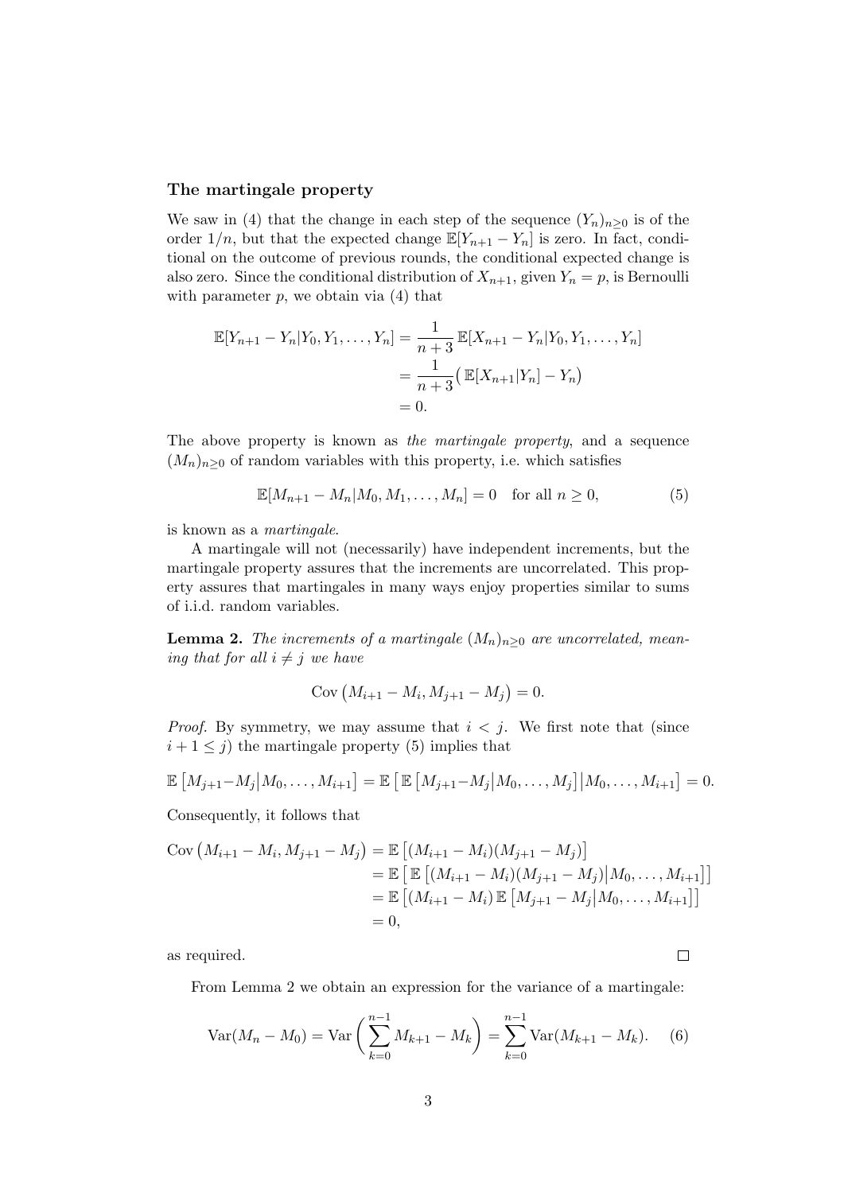### The martingale property

We saw in (4) that the change in each step of the sequence $(Y_n)_{n\geq 0}$ is of the order $1/n$, but that the expected change $\mathbb{E}[Y_{n+1} - Y_n]$ is zero. In fact, conditional on the outcome of previous rounds, the conditional expected change is also zero. Since the conditional distribution of $X_{n+1}$, given $Y_n = p$, is Bernoulli with parameter $p$, we obtain via (4) that

$$
\begin{aligned}
\mathbb{E}[Y_{n+1} - Y_n | Y_0, Y_1, \dots, Y_n] &= \frac{1}{n+3}\,\mathbb{E}[X_{n+1} - Y_n | Y_0, Y_1, \dots, Y_n] \\
&= \frac{1}{n+3}\big(\,\mathbb{E}[X_{n+1}|Y_n] - Y_n\big) \\
&= 0.
\end{aligned}
$$

The above property is known as *the martingale property*, and a sequence $(M_n)_{n\geq 0}$ of random variables with this property, i.e. which satisfies

$$
\mathbb{E}[M_{n+1} - M_n | M_0, M_1, \dots, M_n] = 0 \quad \text{for all } n \geq 0, \tag{5}
$$

is known as a *martingale*.

A martingale will not (necessarily) have independent increments, but the martingale property assures that the increments are uncorrelated. This property assures that martingales in many ways enjoy properties similar to sums of i.i.d. random variables.

**Lemma 2.** *The increments of a martingale $(M_n)_{n\geq 0}$ are uncorrelated, meaning that for all $i \neq j$ we have*

$$
\operatorname{Cov}\big(M_{i+1} - M_i, M_{j+1} - M_j\big) = 0.
$$

*Proof.* By symmetry, we may assume that $i < j$. We first note that (since $i + 1 \leq j$) the martingale property (5) implies that

$$
\mathbb{E}\left[M_{j+1} - M_j \middle| M_0, \dots, M_{i+1}\right] = \mathbb{E}\left[\,\mathbb{E}\left[M_{j+1} - M_j \middle| M_0, \dots, M_j\right] \middle| M_0, \dots, M_{i+1}\right] = 0.
$$

Consequently, it follows that

$$
\begin{aligned}
\operatorname{Cov}\big(M_{i+1} - M_i, M_{j+1} - M_j\big) &= \mathbb{E}\left[(M_{i+1} - M_i)(M_{j+1} - M_j)\right] \\
&= \mathbb{E}\left[\,\mathbb{E}\left[(M_{i+1} - M_i)(M_{j+1} - M_j)\middle| M_0, \dots, M_{i+1}\right]\right] \\
&= \mathbb{E}\left[(M_{i+1} - M_i)\,\mathbb{E}\left[M_{j+1} - M_j\middle| M_0, \dots, M_{i+1}\right]\right] \\
&= 0,
\end{aligned}
$$

as required. $\square$

From Lemma 2 we obtain an expression for the variance of a martingale:

$$
\operatorname{Var}(M_n - M_0) = \operatorname{Var}\left(\sum_{k=0}^{n-1} M_{k+1} - M_k\right) = \sum_{k=0}^{n-1} \operatorname{Var}(M_{k+1} - M_k). \tag{6}
$$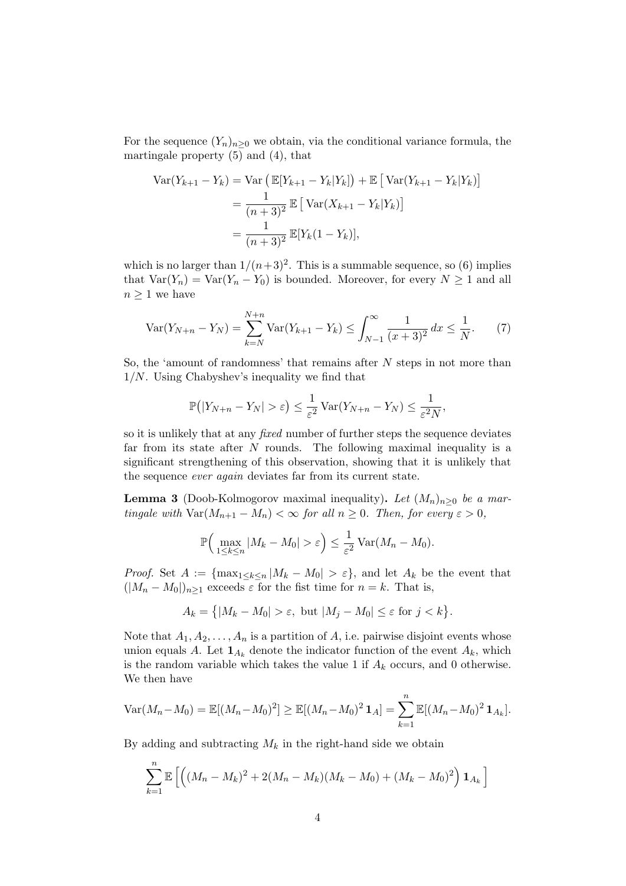For the sequence $(Y_n)_{n\geq 0}$ we obtain, via the conditional variance formula, the martingale property (5) and (4), that

$$\begin{aligned}
\operatorname{Var}(Y_{k+1} - Y_k) &= \operatorname{Var}\big(\mathbb{E}[Y_{k+1} - Y_k | Y_k]\big) + \mathbb{E}\big[\operatorname{Var}(Y_{k+1} - Y_k | Y_k)\big] \\
&= \frac{1}{(n+3)^2}\,\mathbb{E}\big[\operatorname{Var}(X_{k+1} - Y_k | Y_k)\big] \\
&= \frac{1}{(n+3)^2}\,\mathbb{E}[Y_k(1 - Y_k)],
\end{aligned}$$

which is no larger than $1/(n+3)^2$. This is a summable sequence, so (6) implies that $\operatorname{Var}(Y_n) = \operatorname{Var}(Y_n - Y_0)$ is bounded. Moreover, for every $N \geq 1$ and all $n \geq 1$ we have

$$\operatorname{Var}(Y_{N+n} - Y_N) = \sum_{k=N}^{N+n} \operatorname{Var}(Y_{k+1} - Y_k) \leq \int_{N-1}^{\infty} \frac{1}{(x+3)^2}\,dx \leq \frac{1}{N}. \tag{7}$$

So, the 'amount of randomness' that remains after $N$ steps in not more than $1/N$. Using Chabyshev's inequality we find that

$$\mathbb{P}\big(|Y_{N+n} - Y_N| > \varepsilon\big) \leq \frac{1}{\varepsilon^2}\operatorname{Var}(Y_{N+n} - Y_N) \leq \frac{1}{\varepsilon^2 N},$$

so it is unlikely that at any *fixed* number of further steps the sequence deviates far from its state after $N$ rounds. The following maximal inequality is a significant strengthening of this observation, showing that it is unlikely that the sequence *ever again* deviates far from its current state.

**Lemma 3** (Doob-Kolmogorov maximal inequality)**.** *Let $(M_n)_{n\geq 0}$ be a martingale with $\operatorname{Var}(M_{n+1} - M_n) < \infty$ for all $n \geq 0$. Then, for every $\varepsilon > 0$,*

$$\mathbb{P}\Big(\max_{1\leq k\leq n} |M_k - M_0| > \varepsilon\Big) \leq \frac{1}{\varepsilon^2}\operatorname{Var}(M_n - M_0).$$

*Proof.* Set $A := \{\max_{1\leq k\leq n} |M_k - M_0| > \varepsilon\}$, and let $A_k$ be the event that $(|M_n - M_0|)_{n\geq 1}$ exceeds $\varepsilon$ for the fist time for $n = k$. That is,

$$A_k = \big\{|M_k - M_0| > \varepsilon,\ \text{but}\ |M_j - M_0| \leq \varepsilon \text{ for } j < k\big\}.$$

Note that $A_1, A_2, \ldots, A_n$ is a partition of $A$, i.e. pairwise disjoint events whose union equals $A$. Let $\mathbf{1}_{A_k}$ denote the indicator function of the event $A_k$, which is the random variable which takes the value 1 if $A_k$ occurs, and 0 otherwise. We then have

$$\operatorname{Var}(M_n - M_0) = \mathbb{E}[(M_n - M_0)^2] \geq \mathbb{E}[(M_n - M_0)^2\,\mathbf{1}_A] = \sum_{k=1}^{n} \mathbb{E}[(M_n - M_0)^2\,\mathbf{1}_{A_k}].$$

By adding and subtracting $M_k$ in the right-hand side we obtain

$$\sum_{k=1}^{n} \mathbb{E}\Big[\Big((M_n - M_k)^2 + 2(M_n - M_k)(M_k - M_0) + (M_k - M_0)^2\Big)\,\mathbf{1}_{A_k}\Big]$$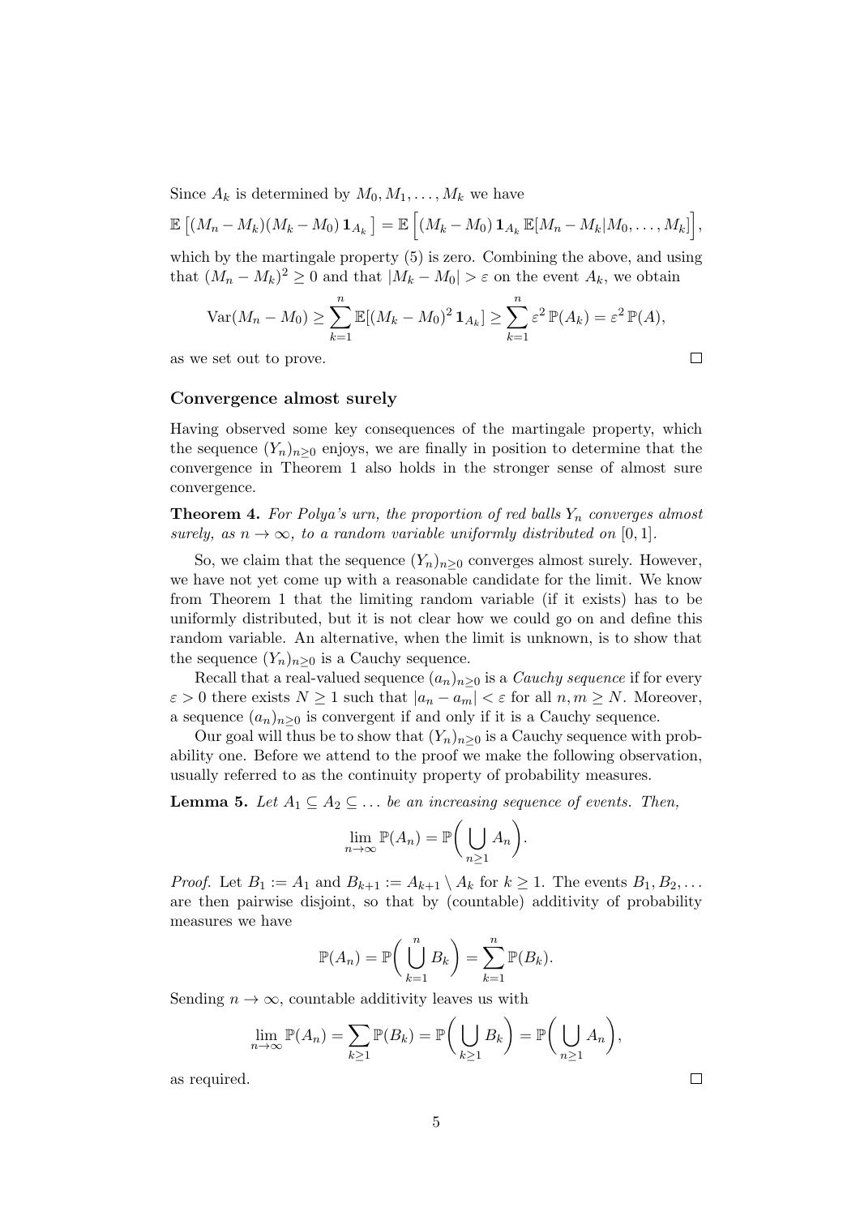Since $A_k$ is determined by $M_0, M_1, \dots, M_k$ we have

$$\mathbb{E}\left[(M_n - M_k)(M_k - M_0)\,\mathbf{1}_{A_k}\right] = \mathbb{E}\Big[(M_k - M_0)\,\mathbf{1}_{A_k}\,\mathbb{E}[M_n - M_k | M_0, \dots, M_k]\Big],$$

which by the martingale property (5) is zero. Combining the above, and using that $(M_n - M_k)^2 \geq 0$ and that $|M_k - M_0| > \varepsilon$ on the event $A_k$, we obtain

$$\mathrm{Var}(M_n - M_0) \geq \sum_{k=1}^{n} \mathbb{E}[(M_k - M_0)^2\,\mathbf{1}_{A_k}] \geq \sum_{k=1}^{n} \varepsilon^2\,\mathbb{P}(A_k) = \varepsilon^2\,\mathbb{P}(A),$$

as we set out to prove. □

### Convergence almost surely

Having observed some key consequences of the martingale property, which the sequence $(Y_n)_{n\geq 0}$ enjoys, we are finally in position to determine that the convergence in Theorem 1 also holds in the stronger sense of almost sure convergence.

**Theorem 4.** *For Polya's urn, the proportion of red balls $Y_n$ converges almost surely, as $n \to \infty$, to a random variable uniformly distributed on $[0, 1]$.*

So, we claim that the sequence $(Y_n)_{n\geq 0}$ converges almost surely. However, we have not yet come up with a reasonable candidate for the limit. We know from Theorem 1 that the limiting random variable (if it exists) has to be uniformly distributed, but it is not clear how we could go on and define this random variable. An alternative, when the limit is unknown, is to show that the sequence $(Y_n)_{n\geq 0}$ is a Cauchy sequence.

Recall that a real-valued sequence $(a_n)_{n\geq 0}$ is a *Cauchy sequence* if for every $\varepsilon > 0$ there exists $N \geq 1$ such that $|a_n - a_m| < \varepsilon$ for all $n, m \geq N$. Moreover, a sequence $(a_n)_{n\geq 0}$ is convergent if and only if it is a Cauchy sequence.

Our goal will thus be to show that $(Y_n)_{n\geq 0}$ is a Cauchy sequence with probability one. Before we attend to the proof we make the following observation, usually referred to as the continuity property of probability measures.

**Lemma 5.** *Let $A_1 \subseteq A_2 \subseteq \dots$ be an increasing sequence of events. Then,*

$$\lim_{n\to\infty} \mathbb{P}(A_n) = \mathbb{P}\bigg(\bigcup_{n\geq 1} A_n\bigg).$$

*Proof.* Let $B_1 := A_1$ and $B_{k+1} := A_{k+1} \setminus A_k$ for $k \geq 1$. The events $B_1, B_2, \dots$ are then pairwise disjoint, so that by (countable) additivity of probability measures we have

$$\mathbb{P}(A_n) = \mathbb{P}\bigg(\bigcup_{k=1}^{n} B_k\bigg) = \sum_{k=1}^{n} \mathbb{P}(B_k).$$

Sending $n \to \infty$, countable additivity leaves us with

$$\lim_{n\to\infty} \mathbb{P}(A_n) = \sum_{k\geq 1} \mathbb{P}(B_k) = \mathbb{P}\bigg(\bigcup_{k\geq 1} B_k\bigg) = \mathbb{P}\bigg(\bigcup_{n\geq 1} A_n\bigg),$$

as required. □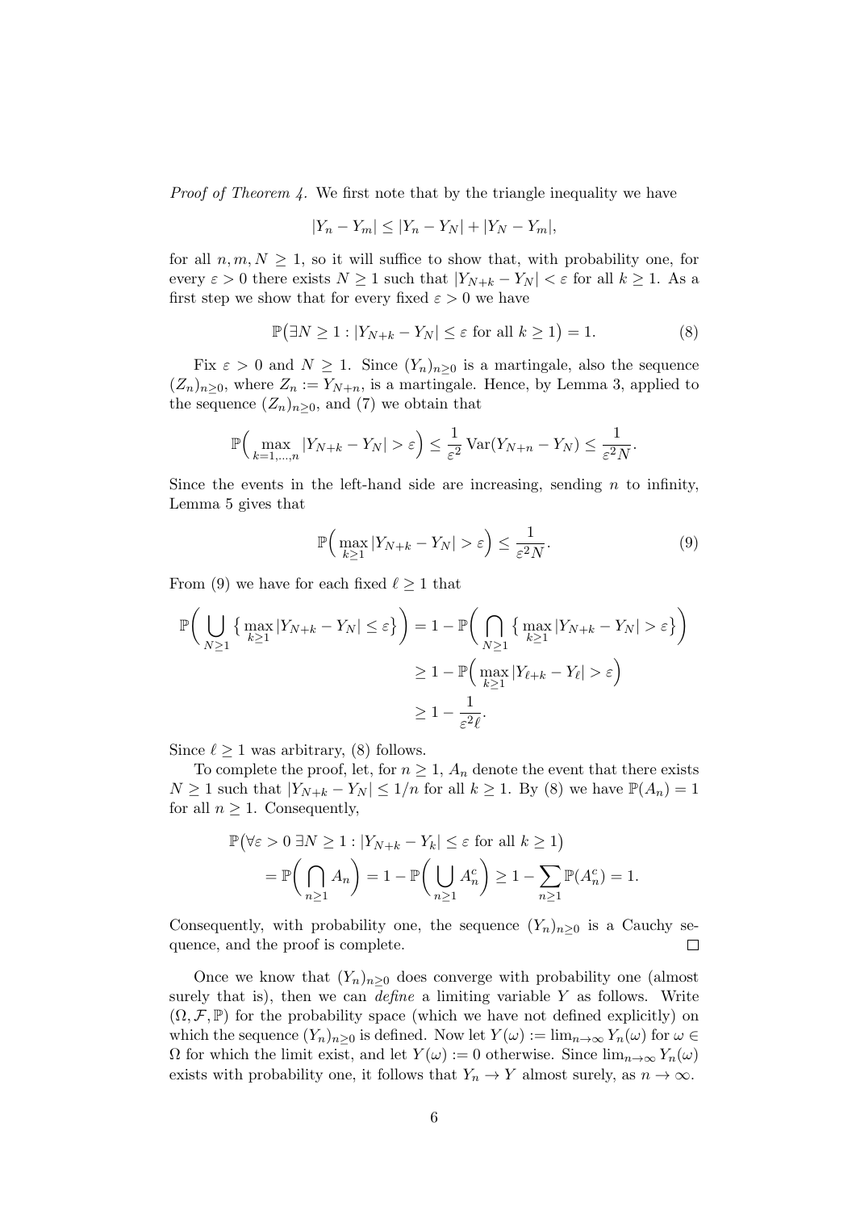*Proof of Theorem 4.* We first note that by the triangle inequality we have

$$|Y_n - Y_m| \leq |Y_n - Y_N| + |Y_N - Y_m|,$$

for all $n, m, N \geq 1$, so it will suffice to show that, with probability one, for every $\varepsilon > 0$ there exists $N \geq 1$ such that $|Y_{N+k} - Y_N| < \varepsilon$ for all $k \geq 1$. As a first step we show that for every fixed $\varepsilon > 0$ we have

$$\mathbb{P}\big(\exists N \geq 1 : |Y_{N+k} - Y_N| \leq \varepsilon \text{ for all } k \geq 1\big) = 1. \tag{8}$$

Fix $\varepsilon > 0$ and $N \geq 1$. Since $(Y_n)_{n\geq 0}$ is a martingale, also the sequence $(Z_n)_{n\geq 0}$, where $Z_n := Y_{N+n}$, is a martingale. Hence, by Lemma 3, applied to the sequence $(Z_n)_{n\geq 0}$, and (7) we obtain that

$$\mathbb{P}\Big(\max_{k=1,\ldots,n} |Y_{N+k} - Y_N| > \varepsilon\Big) \leq \frac{1}{\varepsilon^2} \operatorname{Var}(Y_{N+n} - Y_N) \leq \frac{1}{\varepsilon^2 N}.$$

Since the events in the left-hand side are increasing, sending $n$ to infinity, Lemma 5 gives that

$$\mathbb{P}\Big(\max_{k\geq 1} |Y_{N+k} - Y_N| > \varepsilon\Big) \leq \frac{1}{\varepsilon^2 N}. \tag{9}$$

From (9) we have for each fixed $\ell \geq 1$ that

$$\begin{aligned}
\mathbb{P}\Big(\bigcup_{N\geq 1} \big\{\max_{k\geq 1} |Y_{N+k} - Y_N| \leq \varepsilon\big\}\Big) &= 1 - \mathbb{P}\Big(\bigcap_{N\geq 1} \big\{\max_{k\geq 1} |Y_{N+k} - Y_N| > \varepsilon\big\}\Big) \\
&\geq 1 - \mathbb{P}\Big(\max_{k\geq 1} |Y_{\ell+k} - Y_\ell| > \varepsilon\Big) \\
&\geq 1 - \frac{1}{\varepsilon^2 \ell}.
\end{aligned}$$

Since $\ell \geq 1$ was arbitrary, (8) follows.

To complete the proof, let, for $n \geq 1$, $A_n$ denote the event that there exists $N \geq 1$ such that $|Y_{N+k} - Y_N| \leq 1/n$ for all $k \geq 1$. By (8) we have $\mathbb{P}(A_n) = 1$ for all $n \geq 1$. Consequently,

$$\begin{aligned}
&\mathbb{P}\big(\forall \varepsilon > 0\ \exists N \geq 1 : |Y_{N+k} - Y_k| \leq \varepsilon \text{ for all } k \geq 1\big) \\
&\quad = \mathbb{P}\Big(\bigcap_{n\geq 1} A_n\Big) = 1 - \mathbb{P}\Big(\bigcup_{n\geq 1} A_n^c\Big) \geq 1 - \sum_{n\geq 1} \mathbb{P}(A_n^c) = 1.
\end{aligned}$$

Consequently, with probability one, the sequence $(Y_n)_{n\geq 0}$ is a Cauchy sequence, and the proof is complete. $\square$

Once we know that $(Y_n)_{n\geq 0}$ does converge with probability one (almost surely that is), then we can *define* a limiting variable $Y$ as follows. Write $(\Omega, \mathcal{F}, \mathbb{P})$ for the probability space (which we have not defined explicitly) on which the sequence $(Y_n)_{n\geq 0}$ is defined. Now let $Y(\omega) := \lim_{n\to\infty} Y_n(\omega)$ for $\omega \in \Omega$ for which the limit exist, and let $Y(\omega) := 0$ otherwise. Since $\lim_{n\to\infty} Y_n(\omega)$ exists with probability one, it follows that $Y_n \to Y$ almost surely, as $n \to \infty$.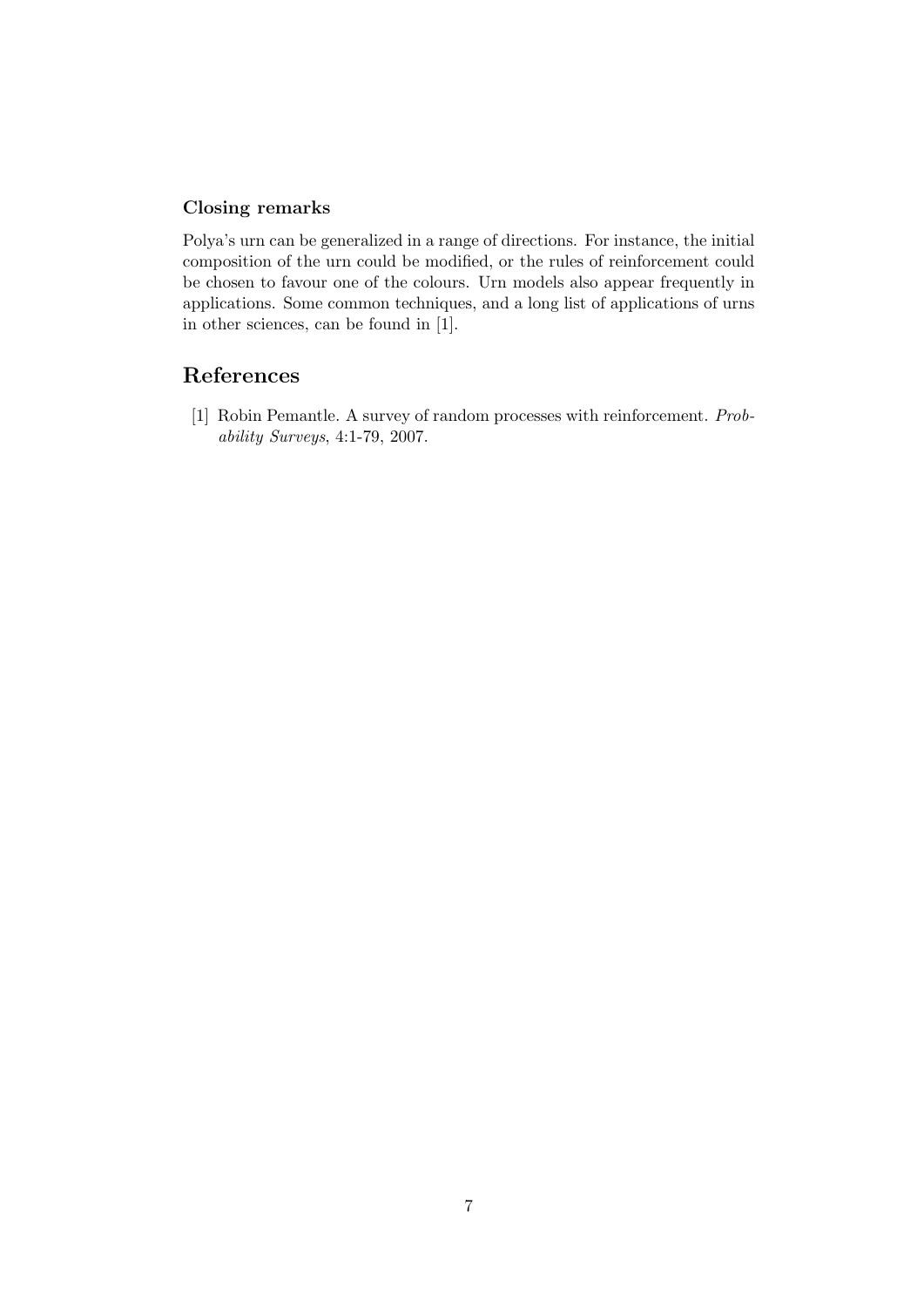### Closing remarks

Polya's urn can be generalized in a range of directions. For instance, the initial composition of the urn could be modified, or the rules of reinforcement could be chosen to favour one of the colours. Urn models also appear frequently in applications. Some common techniques, and a long list of applications of urns in other sciences, can be found in [1].

## References

[1] Robin Pemantle. A survey of random processes with reinforcement. *Probability Surveys*, 4:1-79, 2007.